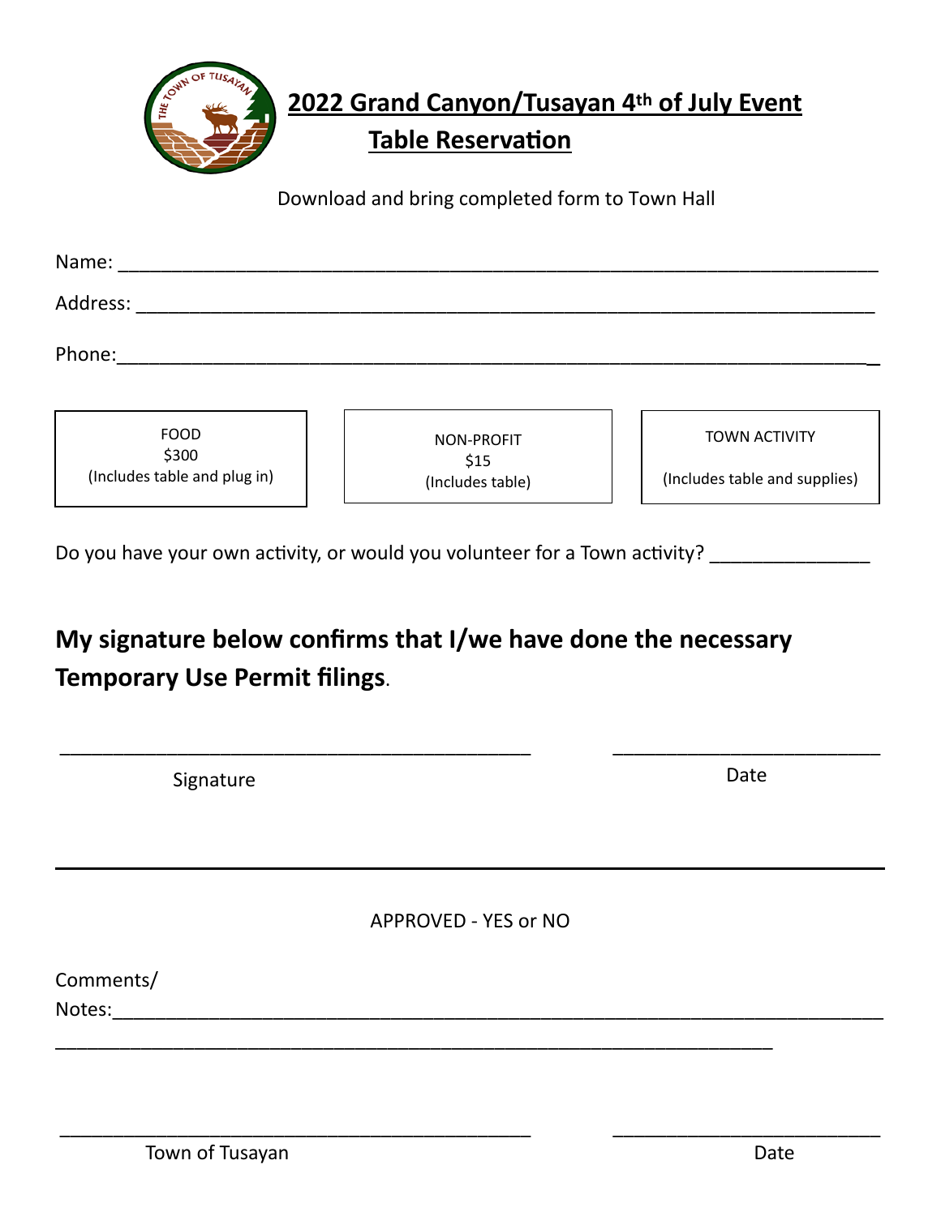# 2022 Grand Canyon/Tusayan 4th of July Event Table Reservation

Download and bring completed form to Town Hall

Name: ___________________________________________________________________

Address: _________________________________________________________________

Phone:___________________________________________________________________

| FOOD<br>$300<br>(Includes table and plug in) | NON-PROFIT<br>$15<br>(Includes table) | TOWN ACTIVITY<br><br>(Includes table and supplies) |
|---|---|---|

Do you have your own activity, or would you volunteer for a Town activity? _______________

**My signature below confirms that I/we have done the necessary Temporary Use Permit filings**.

_____________________________________________ &nbsp;&nbsp;&nbsp;&nbsp; _________________________

Signature &nbsp;&nbsp;&nbsp;&nbsp; Date

---

APPROVED - YES or NO

Comments/
Notes:___________________________________________________________________

_____________________________________________________________________

_____________________________________________ &nbsp;&nbsp;&nbsp;&nbsp; _________________________

Town of Tusayan &nbsp;&nbsp;&nbsp;&nbsp; Date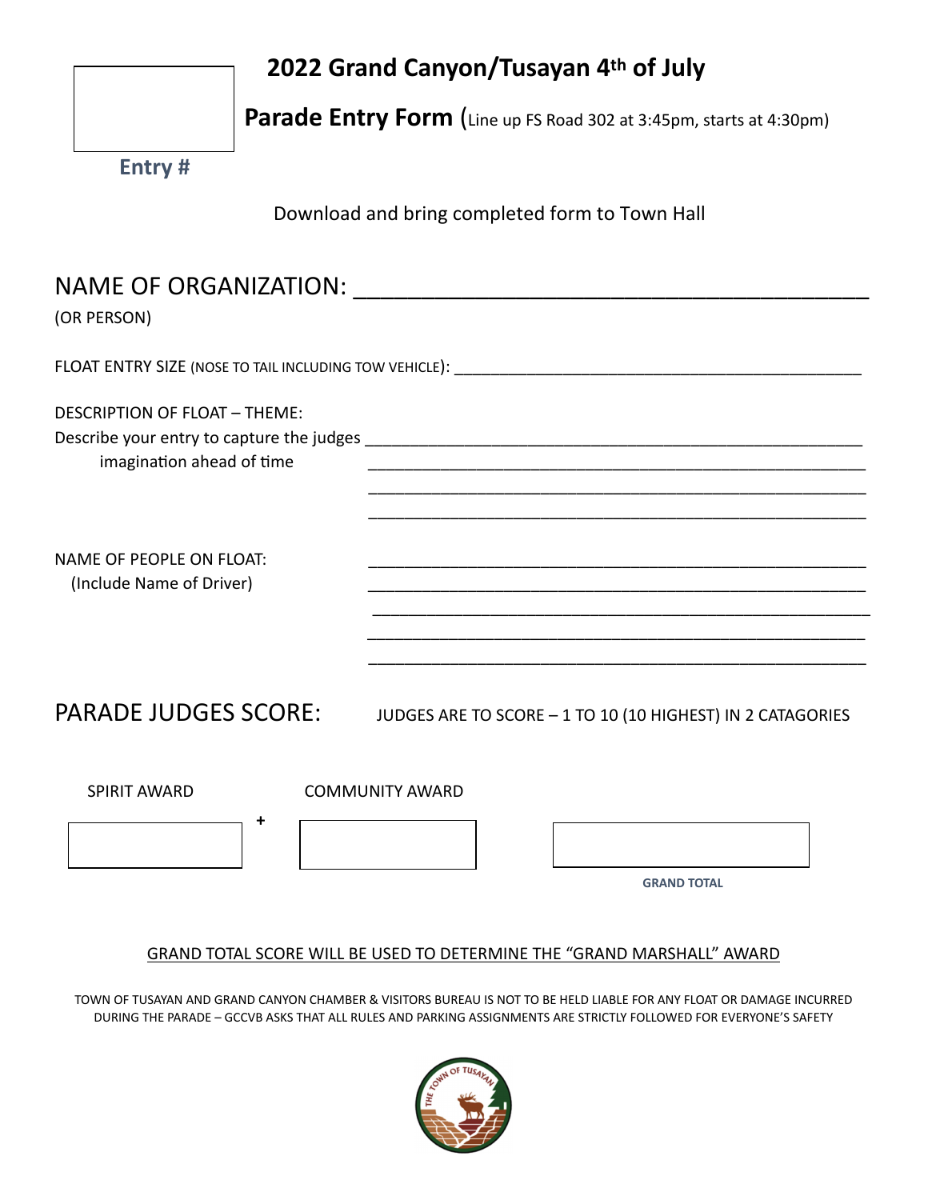Entry #

# 2022 Grand Canyon/Tusayan 4th of July

## Parade Entry Form (Line up FS Road 302 at 3:45pm, starts at 4:30pm)

Download and bring completed form to Town Hall

NAME OF ORGANIZATION: ______________________________________
(OR PERSON)

FLOAT ENTRY SIZE (NOSE TO TAIL INCLUDING TOW VEHICLE): ______________________________________

DESCRIPTION OF FLOAT – THEME:
Describe your entry to capture the judges ______________________________________
imagination ahead of time ______________________________________
______________________________________
______________________________________

NAME OF PEOPLE ON FLOAT: ______________________________________
(Include Name of Driver) ______________________________________
______________________________________
______________________________________
______________________________________

## PARADE JUDGES SCORE:

JUDGES ARE TO SCORE – 1 TO 10 (10 HIGHEST) IN 2 CATAGORIES

SPIRIT AWARD + COMMUNITY AWARD

GRAND TOTAL

GRAND TOTAL SCORE WILL BE USED TO DETERMINE THE "GRAND MARSHALL" AWARD

TOWN OF TUSAYAN AND GRAND CANYON CHAMBER & VISITORS BUREAU IS NOT TO BE HELD LIABLE FOR ANY FLOAT OR DAMAGE INCURRED DURING THE PARADE – GCCVB ASKS THAT ALL RULES AND PARKING ASSIGNMENTS ARE STRICTLY FOLLOWED FOR EVERYONE'S SAFETY